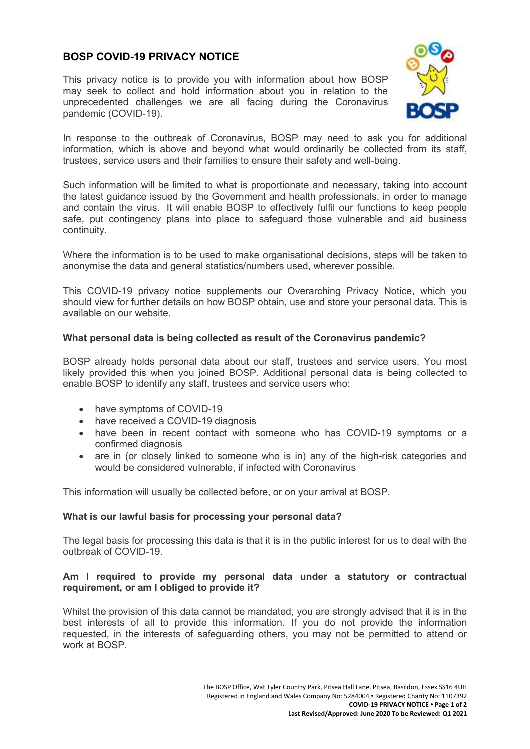# BOSP COVID-19 PRIVACY NOTICE

This privacy notice is to provide you with information about how BOSP may seek to collect and hold information about you in relation to the unprecedented challenges we are all facing during the Coronavirus pandemic (COVID-19).

In response to the outbreak of Coronavirus, BOSP may need to ask you for additional information, which is above and beyond what would ordinarily be collected from its staff, trustees, service users and their families to ensure their safety and well-being.

Such information will be limited to what is proportionate and necessary, taking into account the latest guidance issued by the Government and health professionals, in order to manage and contain the virus. It will enable BOSP to effectively fulfil our functions to keep people safe, put contingency plans into place to safeguard those vulnerable and aid business continuity.

Where the information is to be used to make organisational decisions, steps will be taken to anonymise the data and general statistics/numbers used, wherever possible.

This COVID-19 privacy notice supplements our Overarching Privacy Notice, which you should view for further details on how BOSP obtain, use and store your personal data. This is available on our website.

### What personal data is being collected as result of the Coronavirus pandemic?

BOSP already holds personal data about our staff, trustees and service users. You most likely provided this when you joined BOSP. Additional personal data is being collected to enable BOSP to identify any staff, trustees and service users who:

- have symptoms of COVID-19
- have received a COVID-19 diagnosis
- have been in recent contact with someone who has COVID-19 symptoms or a confirmed diagnosis
- are in (or closely linked to someone who is in) any of the high-risk categories and would be considered vulnerable, if infected with Coronavirus

This information will usually be collected before, or on your arrival at BOSP.

### What is our lawful basis for processing your personal data?

The legal basis for processing this data is that it is in the public interest for us to deal with the outbreak of COVID-19.

### Am I required to provide my personal data under a statutory or contractual requirement, or am I obliged to provide it?

Whilst the provision of this data cannot be mandated, you are strongly advised that it is in the best interests of all to provide this information. If you do not provide the information requested, in the interests of safeguarding others, you may not be permitted to attend or work at BOSP.

The BOSP Office, Wat Tyler Country Park, Pitsea Hall Lane, Pitsea, Basildon, Essex SS16 4UH
Registered in England and Wales Company No: 5284004 • Registered Charity No: 1107392

**Last Revised/Approved: June 2020 To be Reviewed: Q1 2021**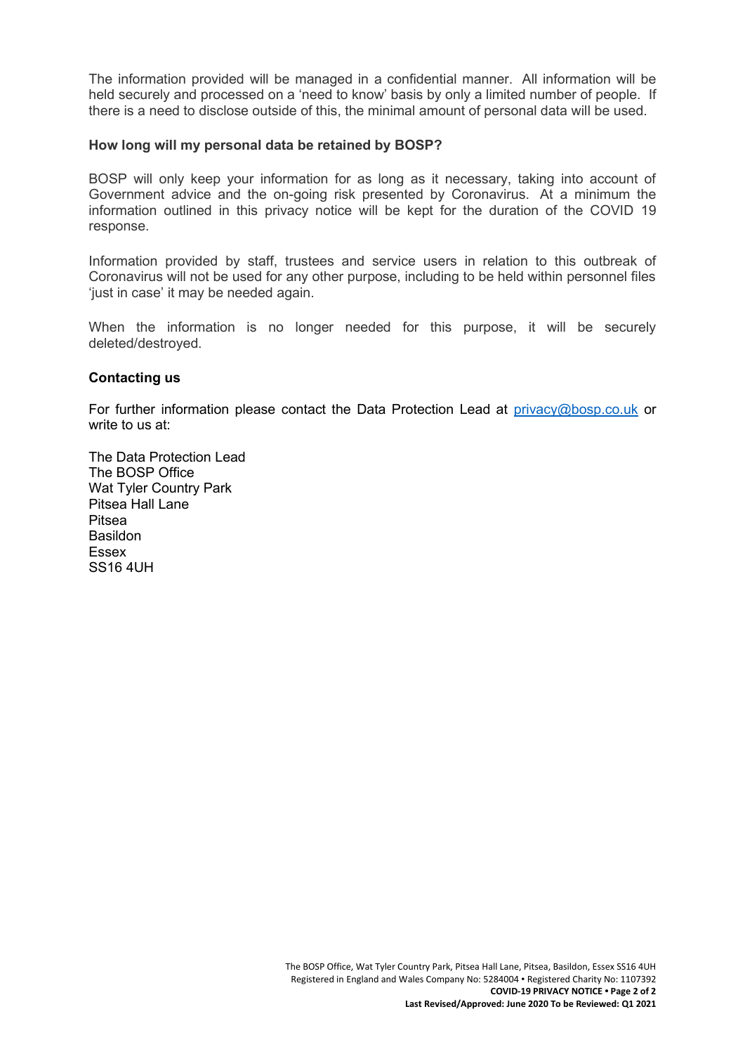The information provided will be managed in a confidential manner. All information will be held securely and processed on a 'need to know' basis by only a limited number of people. If there is a need to disclose outside of this, the minimal amount of personal data will be used.

### How long will my personal data be retained by BOSP?

BOSP will only keep your information for as long as it necessary, taking into account of Government advice and the on-going risk presented by Coronavirus. At a minimum the information outlined in this privacy notice will be kept for the duration of the COVID 19 response.

Information provided by staff, trustees and service users in relation to this outbreak of Coronavirus will not be used for any other purpose, including to be held within personnel files 'just in case' it may be needed again.

When the information is no longer needed for this purpose, it will be securely deleted/destroyed.

### Contacting us

For further information please contact the Data Protection Lead at privacy@bosp.co.uk or write to us at:

The Data Protection Lead
The BOSP Office
Wat Tyler Country Park
Pitsea Hall Lane
Pitsea
Basildon
Essex
SS16 4UH